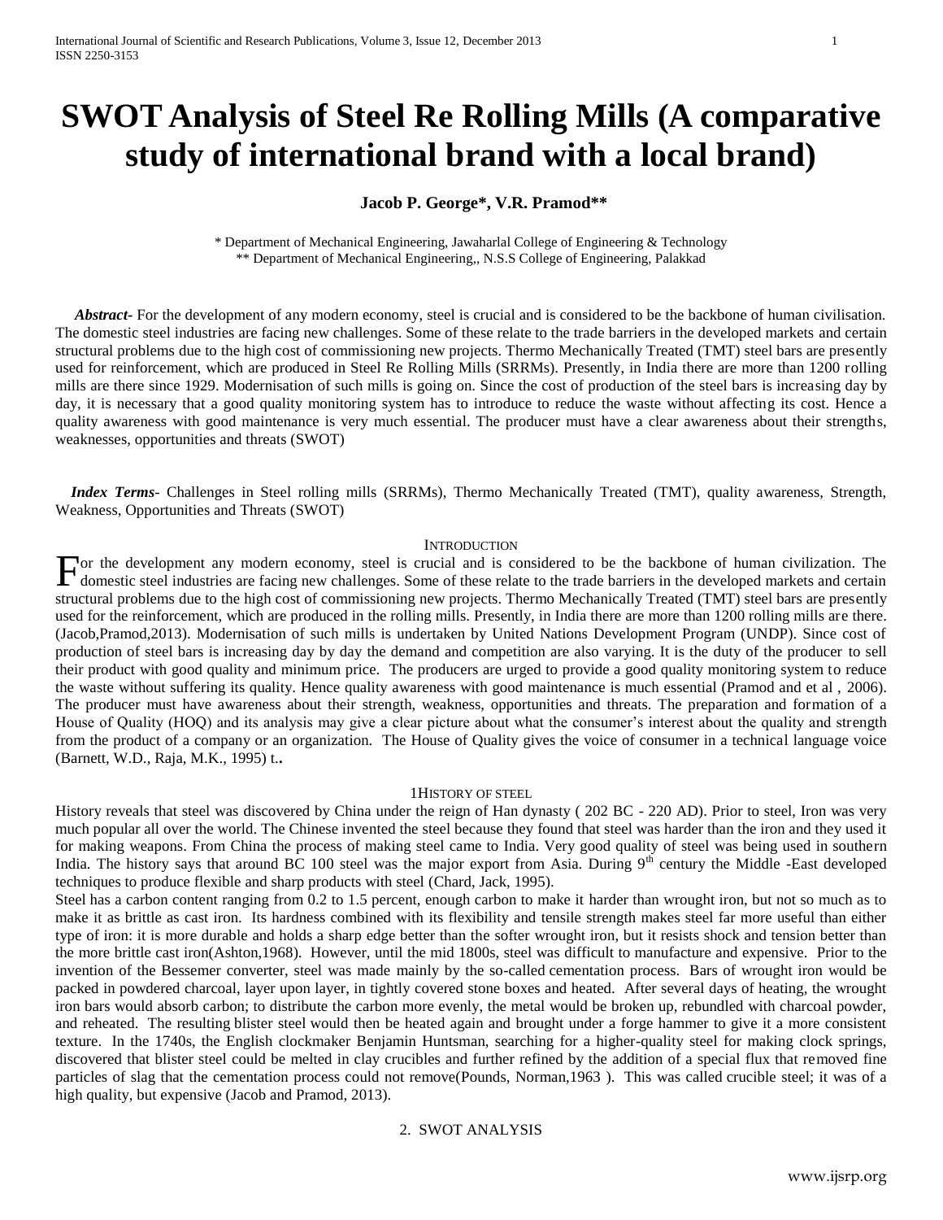# SWOT Analysis of Steel Re Rolling Mills (A comparative study of international brand with a local brand)

**Jacob P. George*, V.R. Pramod****

\* Department of Mechanical Engineering, Jawaharlal College of Engineering & Technology
\*\* Department of Mechanical Engineering,, N.S.S College of Engineering, Palakkad

***Abstract***- For the development of any modern economy, steel is crucial and is considered to be the backbone of human civilisation. The domestic steel industries are facing new challenges. Some of these relate to the trade barriers in the developed markets and certain structural problems due to the high cost of commissioning new projects. Thermo Mechanically Treated (TMT) steel bars are presently used for reinforcement, which are produced in Steel Re Rolling Mills (SRRMs). Presently, in India there are more than 1200 rolling mills are there since 1929. Modernisation of such mills is going on. Since the cost of production of the steel bars is increasing day by day, it is necessary that a good quality monitoring system has to introduce to reduce the waste without affecting its cost. Hence a quality awareness with good maintenance is very much essential. The producer must have a clear awareness about their strengths, weaknesses, opportunities and threats (SWOT)

***Index Terms***- Challenges in Steel rolling mills (SRRMs), Thermo Mechanically Treated (TMT), quality awareness, Strength, Weakness, Opportunities and Threats (SWOT)

## INTRODUCTION

For the development any modern economy, steel is crucial and is considered to be the backbone of human civilization. The domestic steel industries are facing new challenges. Some of these relate to the trade barriers in the developed markets and certain structural problems due to the high cost of commissioning new projects. Thermo Mechanically Treated (TMT) steel bars are presently used for the reinforcement, which are produced in the rolling mills. Presently, in India there are more than 1200 rolling mills are there. (Jacob,Pramod,2013). Modernisation of such mills is undertaken by United Nations Development Program (UNDP). Since cost of production of steel bars is increasing day by day the demand and competition are also varying. It is the duty of the producer to sell their product with good quality and minimum price. The producers are urged to provide a good quality monitoring system to reduce the waste without suffering its quality. Hence quality awareness with good maintenance is much essential (Pramod and et al , 2006). The producer must have awareness about their strength, weakness, opportunities and threats. The preparation and formation of a House of Quality (HOQ) and its analysis may give a clear picture about what the consumer's interest about the quality and strength from the product of a company or an organization. The House of Quality gives the voice of consumer in a technical language voice (Barnett, W.D., Raja, M.K., 1995) t..

## 1HISTORY OF STEEL

History reveals that steel was discovered by China under the reign of Han dynasty ( 202 BC - 220 AD). Prior to steel, Iron was very much popular all over the world. The Chinese invented the steel because they found that steel was harder than the iron and they used it for making weapons. From China the process of making steel came to India. Very good quality of steel was being used in southern India. The history says that around BC 100 steel was the major export from Asia. During 9th century the Middle -East developed techniques to produce flexible and sharp products with steel (Chard, Jack, 1995).

Steel has a carbon content ranging from 0.2 to 1.5 percent, enough carbon to make it harder than wrought iron, but not so much as to make it as brittle as cast iron. Its hardness combined with its flexibility and tensile strength makes steel far more useful than either type of iron: it is more durable and holds a sharp edge better than the softer wrought iron, but it resists shock and tension better than the more brittle cast iron(Ashton,1968). However, until the mid 1800s, steel was difficult to manufacture and expensive. Prior to the invention of the Bessemer converter, steel was made mainly by the so-called cementation process. Bars of wrought iron would be packed in powdered charcoal, layer upon layer, in tightly covered stone boxes and heated. After several days of heating, the wrought iron bars would absorb carbon; to distribute the carbon more evenly, the metal would be broken up, rebundled with charcoal powder, and reheated. The resulting blister steel would then be heated again and brought under a forge hammer to give it a more consistent texture. In the 1740s, the English clockmaker Benjamin Huntsman, searching for a higher-quality steel for making clock springs, discovered that blister steel could be melted in clay crucibles and further refined by the addition of a special flux that removed fine particles of slag that the cementation process could not remove(Pounds, Norman,1963 ). This was called crucible steel; it was of a high quality, but expensive (Jacob and Pramod, 2013).

## 2. SWOT ANALYSIS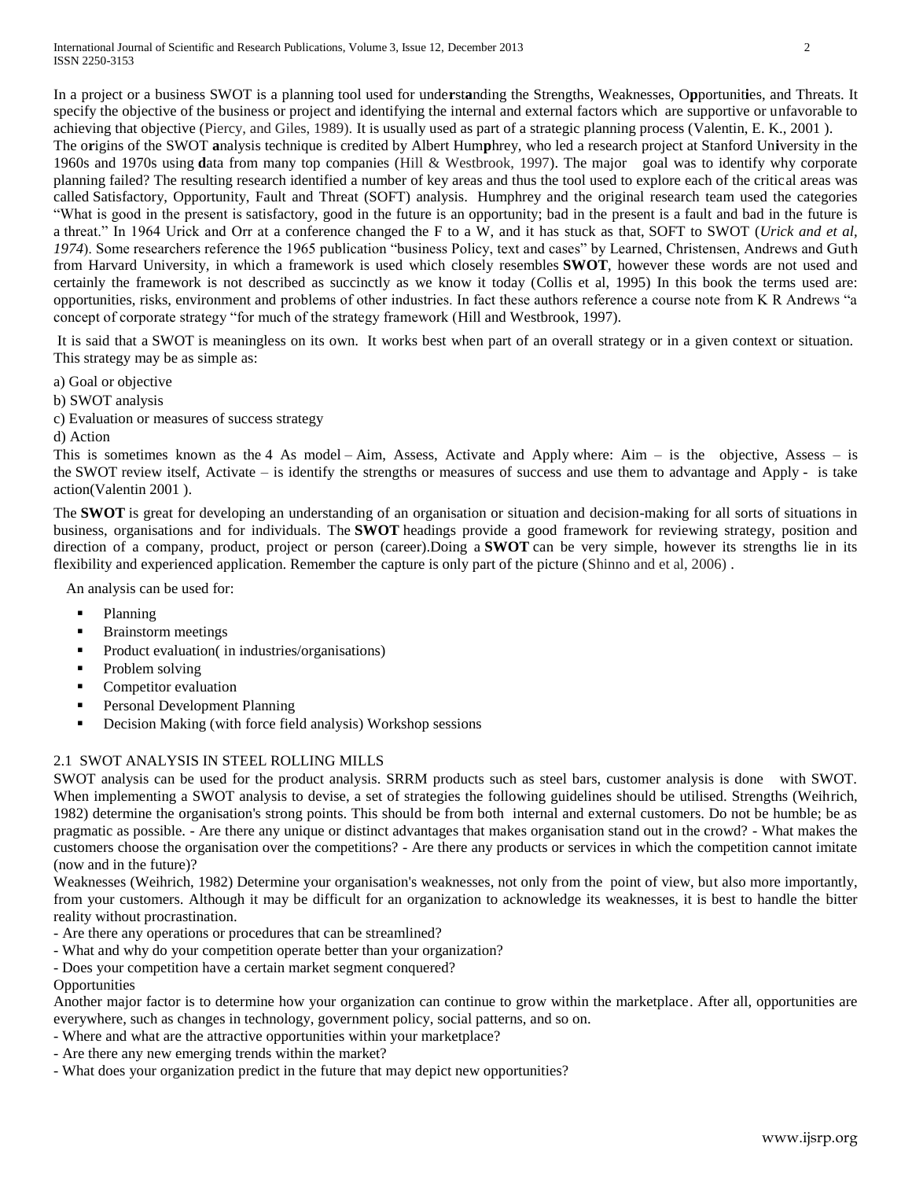In a project or a business SWOT is a planning tool used for understanding the Strengths, Weaknesses, Opportunities, and Threats. It specify the objective of the business or project and identifying the internal and external factors which are supportive or unfavorable to achieving that objective (Piercy, and Giles, 1989). It is usually used as part of a strategic planning process (Valentin, E. K., 2001 ).

The origins of the SWOT analysis technique is credited by Albert Humphrey, who led a research project at Stanford University in the 1960s and 1970s using data from many top companies (Hill & Westbrook, 1997). The major goal was to identify why corporate planning failed? The resulting research identified a number of key areas and thus the tool used to explore each of the critical areas was called Satisfactory, Opportunity, Fault and Threat (SOFT) analysis. Humphrey and the original research team used the categories "What is good in the present is satisfactory, good in the future is an opportunity; bad in the present is a fault and bad in the future is a threat." In 1964 Urick and Orr at a conference changed the F to a W, and it has stuck as that, SOFT to SWOT (*Urick and et al, 1974*). Some researchers reference the 1965 publication "business Policy, text and cases" by Learned, Christensen, Andrews and Guth from Harvard University, in which a framework is used which closely resembles **SWOT**, however these words are not used and certainly the framework is not described as succinctly as we know it today (Collis et al, 1995) In this book the terms used are: opportunities, risks, environment and problems of other industries. In fact these authors reference a course note from K R Andrews "a concept of corporate strategy "for much of the strategy framework (Hill and Westbrook, 1997).

It is said that a SWOT is meaningless on its own. It works best when part of an overall strategy or in a given context or situation. This strategy may be as simple as:

a) Goal or objective

b) SWOT analysis

c) Evaluation or measures of success strategy

d) Action

This is sometimes known as the 4 As model – Aim, Assess, Activate and Apply where: Aim – is the objective, Assess – is the SWOT review itself, Activate – is identify the strengths or measures of success and use them to advantage and Apply - is take action(Valentin 2001 ).

The **SWOT** is great for developing an understanding of an organisation or situation and decision-making for all sorts of situations in business, organisations and for individuals. The **SWOT** headings provide a good framework for reviewing strategy, position and direction of a company, product, project or person (career).Doing a **SWOT** can be very simple, however its strengths lie in its flexibility and experienced application. Remember the capture is only part of the picture (Shinno and et al, 2006) .

An analysis can be used for:

- Planning
- Brainstorm meetings
- Product evaluation( in industries/organisations)
- Problem solving
- Competitor evaluation
- Personal Development Planning
- Decision Making (with force field analysis) Workshop sessions

## 2.1 SWOT ANALYSIS IN STEEL ROLLING MILLS

SWOT analysis can be used for the product analysis. SRRM products such as steel bars, customer analysis is done with SWOT. When implementing a SWOT analysis to devise, a set of strategies the following guidelines should be utilised. Strengths (Weihrich, 1982) determine the organisation's strong points. This should be from both internal and external customers. Do not be humble; be as pragmatic as possible. - Are there any unique or distinct advantages that makes organisation stand out in the crowd? - What makes the customers choose the organisation over the competitions? - Are there any products or services in which the competition cannot imitate (now and in the future)?

Weaknesses (Weihrich, 1982) Determine your organisation's weaknesses, not only from the point of view, but also more importantly, from your customers. Although it may be difficult for an organization to acknowledge its weaknesses, it is best to handle the bitter reality without procrastination.

- Are there any operations or procedures that can be streamlined?
- What and why do your competition operate better than your organization?
- Does your competition have a certain market segment conquered?

Opportunities

Another major factor is to determine how your organization can continue to grow within the marketplace. After all, opportunities are everywhere, such as changes in technology, government policy, social patterns, and so on.

- Where and what are the attractive opportunities within your marketplace?
- Are there any new emerging trends within the market?
- What does your organization predict in the future that may depict new opportunities?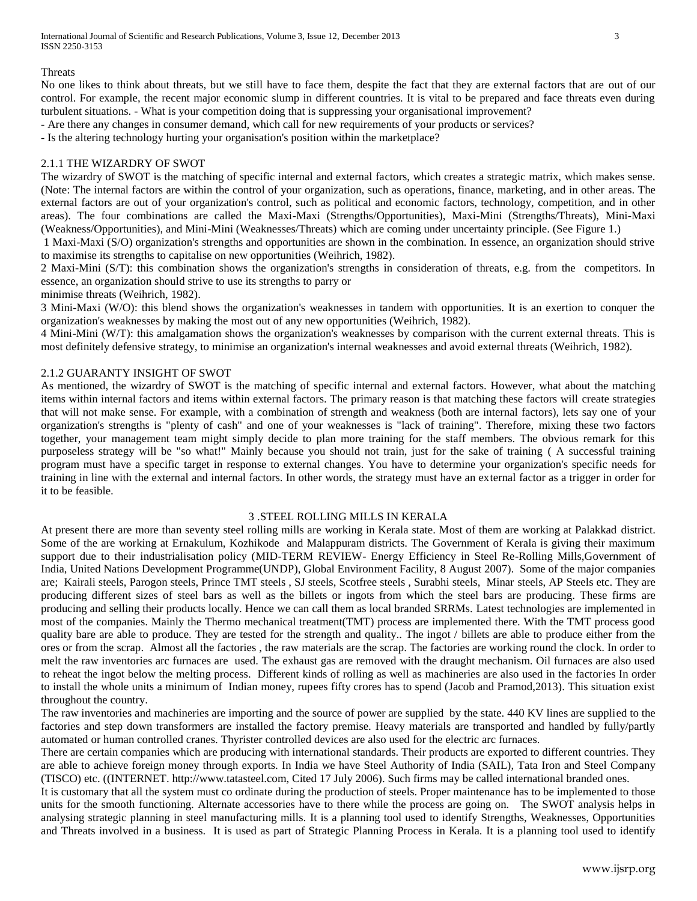Threats

No one likes to think about threats, but we still have to face them, despite the fact that they are external factors that are out of our control. For example, the recent major economic slump in different countries. It is vital to be prepared and face threats even during turbulent situations. - What is your competition doing that is suppressing your organisational improvement?

- Are there any changes in consumer demand, which call for new requirements of your products or services?
- Is the altering technology hurting your organisation's position within the marketplace?

### 2.1.1 THE WIZARDRY OF SWOT

The wizardry of SWOT is the matching of specific internal and external factors, which creates a strategic matrix, which makes sense. (Note: The internal factors are within the control of your organization, such as operations, finance, marketing, and in other areas. The external factors are out of your organization's control, such as political and economic factors, technology, competition, and in other areas). The four combinations are called the Maxi-Maxi (Strengths/Opportunities), Maxi-Mini (Strengths/Threats), Mini-Maxi (Weakness/Opportunities), and Mini-Mini (Weaknesses/Threats) which are coming under uncertainty principle. (See Figure 1.)

1 Maxi-Maxi (S/O) organization's strengths and opportunities are shown in the combination. In essence, an organization should strive to maximise its strengths to capitalise on new opportunities (Weihrich, 1982).

2 Maxi-Mini (S/T): this combination shows the organization's strengths in consideration of threats, e.g. from the competitors. In essence, an organization should strive to use its strengths to parry or
minimise threats (Weihrich, 1982).

3 Mini-Maxi (W/O): this blend shows the organization's weaknesses in tandem with opportunities. It is an exertion to conquer the organization's weaknesses by making the most out of any new opportunities (Weihrich, 1982).

4 Mini-Mini (W/T): this amalgamation shows the organization's weaknesses by comparison with the current external threats. This is most definitely defensive strategy, to minimise an organization's internal weaknesses and avoid external threats (Weihrich, 1982).

### 2.1.2 GUARANTY INSIGHT OF SWOT

As mentioned, the wizardry of SWOT is the matching of specific internal and external factors. However, what about the matching items within internal factors and items within external factors. The primary reason is that matching these factors will create strategies that will not make sense. For example, with a combination of strength and weakness (both are internal factors), lets say one of your organization's strengths is "plenty of cash" and one of your weaknesses is "lack of training". Therefore, mixing these two factors together, your management team might simply decide to plan more training for the staff members. The obvious remark for this purposeless strategy will be "so what!" Mainly because you should not train, just for the sake of training ( A successful training program must have a specific target in response to external changes. You have to determine your organization's specific needs for training in line with the external and internal factors. In other words, the strategy must have an external factor as a trigger in order for it to be feasible.

## 3 .STEEL ROLLING MILLS IN KERALA

At present there are more than seventy steel rolling mills are working in Kerala state. Most of them are working at Palakkad district. Some of the are working at Ernakulum, Kozhikode and Malappuram districts. The Government of Kerala is giving their maximum support due to their industrialisation policy (MID-TERM REVIEW- Energy Efficiency in Steel Re-Rolling Mills,Government of India, United Nations Development Programme(UNDP), Global Environment Facility, 8 August 2007). Some of the major companies are; Kairali steels, Parogon steels, Prince TMT steels , SJ steels, Scotfree steels , Surabhi steels, Minar steels, AP Steels etc. They are producing different sizes of steel bars as well as the billets or ingots from which the steel bars are producing. These firms are producing and selling their products locally. Hence we can call them as local branded SRRMs. Latest technologies are implemented in most of the companies. Mainly the Thermo mechanical treatment(TMT) process are implemented there. With the TMT process good quality bare are able to produce. They are tested for the strength and quality.. The ingot / billets are able to produce either from the ores or from the scrap. Almost all the factories , the raw materials are the scrap. The factories are working round the clock. In order to melt the raw inventories arc furnaces are used. The exhaust gas are removed with the draught mechanism. Oil furnaces are also used to reheat the ingot below the melting process. Different kinds of rolling as well as machineries are also used in the factories In order to install the whole units a minimum of Indian money, rupees fifty crores has to spend (Jacob and Pramod,2013). This situation exist throughout the country.

The raw inventories and machineries are importing and the source of power are supplied by the state. 440 KV lines are supplied to the factories and step down transformers are installed the factory premise. Heavy materials are transported and handled by fully/partly automated or human controlled cranes. Thyrister controlled devices are also used for the electric arc furnaces.

There are certain companies which are producing with international standards. Their products are exported to different countries. They are able to achieve foreign money through exports. In India we have Steel Authority of India (SAIL), Tata Iron and Steel Company (TISCO) etc. ((INTERNET. http://www.tatasteel.com, Cited 17 July 2006). Such firms may be called international branded ones.

It is customary that all the system must co ordinate during the production of steels. Proper maintenance has to be implemented to those units for the smooth functioning. Alternate accessories have to there while the process are going on. The SWOT analysis helps in analysing strategic planning in steel manufacturing mills. It is a planning tool used to identify Strengths, Weaknesses, Opportunities and Threats involved in a business. It is used as part of Strategic Planning Process in Kerala. It is a planning tool used to identify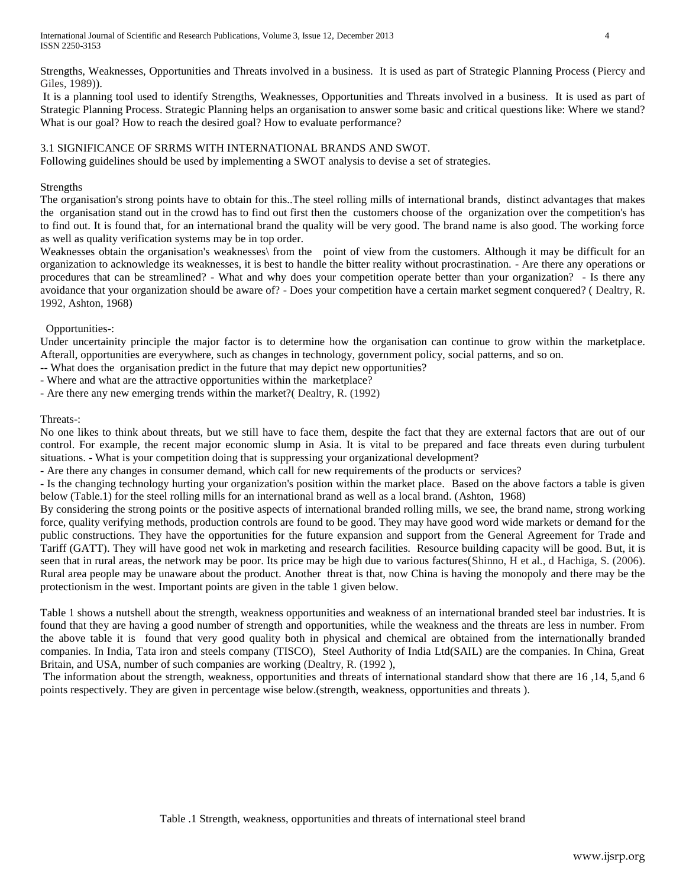Strengths, Weaknesses, Opportunities and Threats involved in a business. It is used as part of Strategic Planning Process (Piercy and Giles, 1989)).

It is a planning tool used to identify Strengths, Weaknesses, Opportunities and Threats involved in a business. It is used as part of Strategic Planning Process. Strategic Planning helps an organisation to answer some basic and critical questions like: Where we stand? What is our goal? How to reach the desired goal? How to evaluate performance?

### 3.1 SIGNIFICANCE OF SRRMS WITH INTERNATIONAL BRANDS AND SWOT.

Following guidelines should be used by implementing a SWOT analysis to devise a set of strategies.

Strengths

The organisation's strong points have to obtain for this..The steel rolling mills of international brands, distinct advantages that makes the organisation stand out in the crowd has to find out first then the customers choose of the organization over the competition's has to find out. It is found that, for an international brand the quality will be very good. The brand name is also good. The working force as well as quality verification systems may be in top order.

Weaknesses obtain the organisation's weaknesses\ from the point of view from the customers. Although it may be difficult for an organization to acknowledge its weaknesses, it is best to handle the bitter reality without procrastination. - Are there any operations or procedures that can be streamlined? - What and why does your competition operate better than your organization? - Is there any avoidance that your organization should be aware of? - Does your competition have a certain market segment conquered? ( Dealtry, R. 1992, Ashton, 1968)

Opportunities-:

Under uncertainity principle the major factor is to determine how the organisation can continue to grow within the marketplace. Afterall, opportunities are everywhere, such as changes in technology, government policy, social patterns, and so on.

-- What does the organisation predict in the future that may depict new opportunities?

- Where and what are the attractive opportunities within the marketplace?

- Are there any new emerging trends within the market?( Dealtry, R. (1992)

Threats-:

No one likes to think about threats, but we still have to face them, despite the fact that they are external factors that are out of our control. For example, the recent major economic slump in Asia. It is vital to be prepared and face threats even during turbulent situations. - What is your competition doing that is suppressing your organizational development?

- Are there any changes in consumer demand, which call for new requirements of the products or services?

- Is the changing technology hurting your organization's position within the market place. Based on the above factors a table is given below (Table.1) for the steel rolling mills for an international brand as well as a local brand. (Ashton, 1968)

By considering the strong points or the positive aspects of international branded rolling mills, we see, the brand name, strong working force, quality verifying methods, production controls are found to be good. They may have good word wide markets or demand for the public constructions. They have the opportunities for the future expansion and support from the General Agreement for Trade and Tariff (GATT). They will have good net wok in marketing and research facilities. Resource building capacity will be good. But, it is seen that in rural areas, the network may be poor. Its price may be high due to various factures(Shinno, H et al., d Hachiga, S. (2006). Rural area people may be unaware about the product. Another threat is that, now China is having the monopoly and there may be the protectionism in the west. Important points are given in the table 1 given below.

Table 1 shows a nutshell about the strength, weakness opportunities and weakness of an international branded steel bar industries. It is found that they are having a good number of strength and opportunities, while the weakness and the threats are less in number. From the above table it is found that very good quality both in physical and chemical are obtained from the internationally branded companies. In India, Tata iron and steels company (TISCO), Steel Authority of India Ltd(SAIL) are the companies. In China, Great Britain, and USA, number of such companies are working (Dealtry, R. (1992 ),

The information about the strength, weakness, opportunities and threats of international standard show that there are 16 ,14, 5,and 6 points respectively. They are given in percentage wise below.(strength, weakness, opportunities and threats ).

Table .1 Strength, weakness, opportunities and threats of international steel brand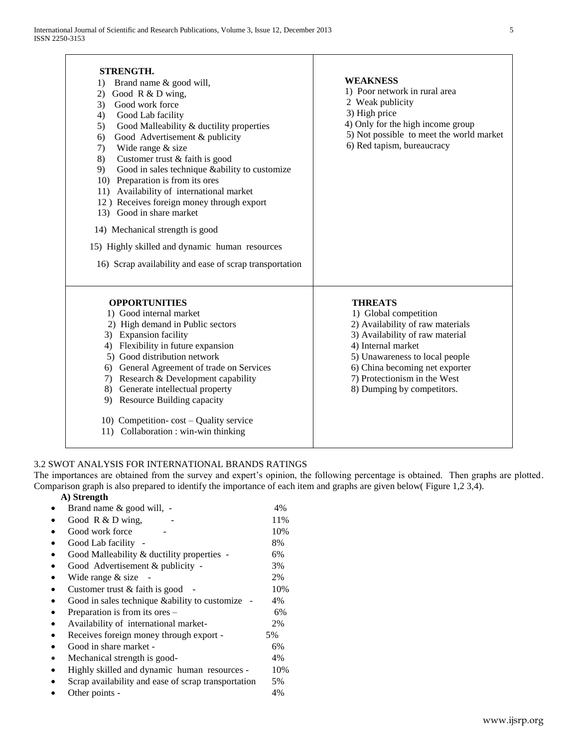| STRENGTH. | WEAKNESS |
|---|---|
| 1) Brand name & good will,<br>2) Good R & D wing,<br>3) Good work force<br>4) Good Lab facility<br>5) Good Malleability & ductility properties<br>6) Good Advertisement & publicity<br>7) Wide range & size<br>8) Customer trust & faith is good<br>9) Good in sales technique &ability to customize<br>10) Preparation is from its ores<br>11) Availability of international market<br>12 ) Receives foreign money through export<br>13) Good in share market<br>14) Mechanical strength is good<br>15) Highly skilled and dynamic human resources<br>16) Scrap availability and ease of scrap transportation | 1) Poor network in rural area<br>2 Weak publicity<br>3) High price<br>4) Only for the high income group<br>5) Not possible to meet the world market<br>6) Red tapism, bureaucracy |
| **OPPORTUNITIES** | **THREATS** |
| 1) Good internal market<br>2) High demand in Public sectors<br>3) Expansion facility<br>4) Flexibility in future expansion<br>5) Good distribution network<br>6) General Agreement of trade on Services<br>7) Research & Development capability<br>8) Generate intellectual property<br>9) Resource Building capacity<br>10) Competition- cost – Quality service<br>11) Collaboration : win-win thinking | 1) Global competition<br>2) Availability of raw materials<br>3) Availability of raw material<br>4) Internal market<br>5) Unawareness to local people<br>6) China becoming net exporter<br>7) Protectionism in the West<br>8) Dumping by competitors. |

3.2 SWOT ANALYSIS FOR INTERNATIONAL BRANDS RATINGS

The importances are obtained from the survey and expert's opinion, the following percentage is obtained. Then graphs are plotted. Comparison graph is also prepared to identify the importance of each item and graphs are given below( Figure 1,2 3,4).

**A) Strength**

- Brand name & good will, - 4%
- Good R & D wing, - 11%
- Good work force - 10%
- Good Lab facility - 8%
- Good Malleability & ductility properties - 6%
- Good Advertisement & publicity - 3%
- Wide range & size - 2%
- Customer trust & faith is good - 10%
- Good in sales technique &ability to customize - 4%
- Preparation is from its ores – 6%
- Availability of international market- 2%
- Receives foreign money through export - 5%
- Good in share market - 6%
- Mechanical strength is good- 4%
- Highly skilled and dynamic human resources - 10%
- Scrap availability and ease of scrap transportation 5%
- Other points - 4%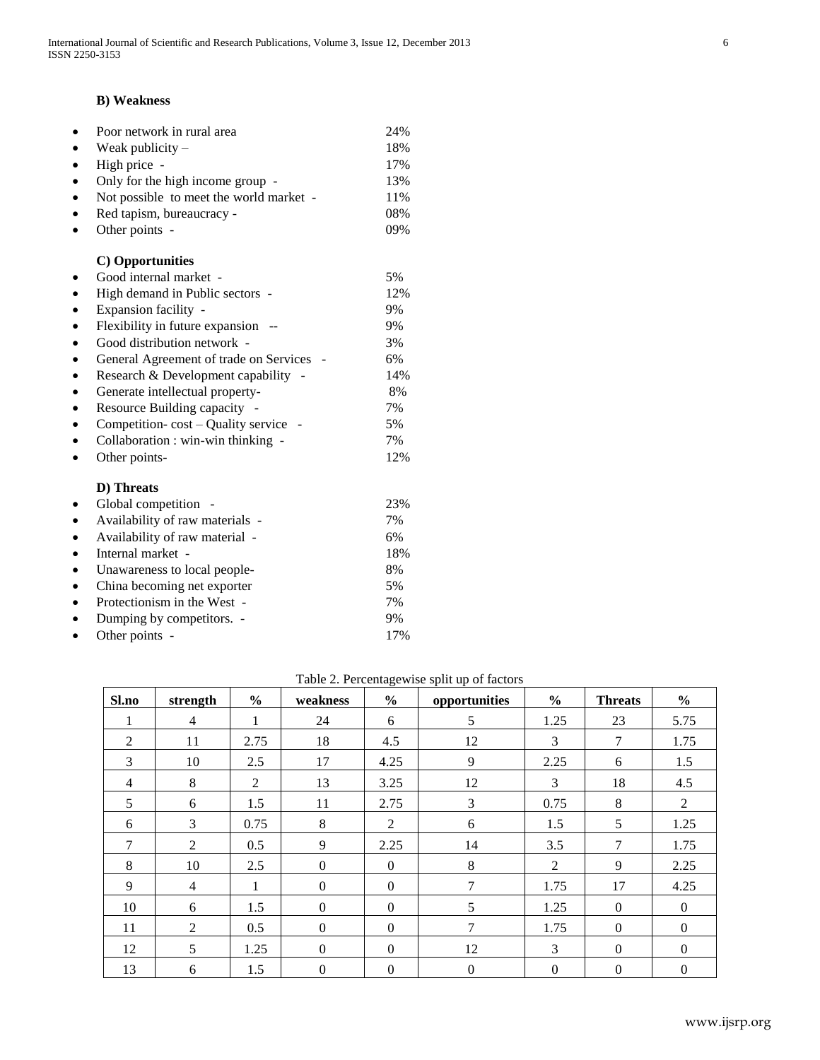**B) Weakness**

- Poor network in rural area 24%
- Weak publicity – 18%
- High price - 17%
- Only for the high income group - 13%
- Not possible to meet the world market - 11%
- Red tapism, bureaucracy - 08%
- Other points - 09%

**C) Opportunities**

- Good internal market - 5%
- High demand in Public sectors - 12%
- Expansion facility - 9%
- Flexibility in future expansion -- 9%
- Good distribution network - 3%
- General Agreement of trade on Services - 6%
- Research & Development capability - 14%
- Generate intellectual property- 8%
- Resource Building capacity - 7%
- Competition- cost – Quality service - 5%
- Collaboration : win-win thinking - 7%
- Other points- 12%

**D) Threats**

- Global competition - 23%
- Availability of raw materials - 7%
- Availability of raw material - 6%
- Internal market - 18%
- Unawareness to local people- 8%
- China becoming net exporter 5%
- Protectionism in the West - 7%
- Dumping by competitors. - 9%
- Other points - 17%

Table 2. Percentagewise split up of factors

| Sl.no | strength | % | weakness | % | opportunities | % | Threats | % |
|---|---|---|---|---|---|---|---|---|
| 1 | 4 | 1 | 24 | 6 | 5 | 1.25 | 23 | 5.75 |
| 2 | 11 | 2.75 | 18 | 4.5 | 12 | 3 | 7 | 1.75 |
| 3 | 10 | 2.5 | 17 | 4.25 | 9 | 2.25 | 6 | 1.5 |
| 4 | 8 | 2 | 13 | 3.25 | 12 | 3 | 18 | 4.5 |
| 5 | 6 | 1.5 | 11 | 2.75 | 3 | 0.75 | 8 | 2 |
| 6 | 3 | 0.75 | 8 | 2 | 6 | 1.5 | 5 | 1.25 |
| 7 | 2 | 0.5 | 9 | 2.25 | 14 | 3.5 | 7 | 1.75 |
| 8 | 10 | 2.5 | 0 | 0 | 8 | 2 | 9 | 2.25 |
| 9 | 4 | 1 | 0 | 0 | 7 | 1.75 | 17 | 4.25 |
| 10 | 6 | 1.5 | 0 | 0 | 5 | 1.25 | 0 | 0 |
| 11 | 2 | 0.5 | 0 | 0 | 7 | 1.75 | 0 | 0 |
| 12 | 5 | 1.25 | 0 | 0 | 12 | 3 | 0 | 0 |
| 13 | 6 | 1.5 | 0 | 0 | 0 | 0 | 0 | 0 |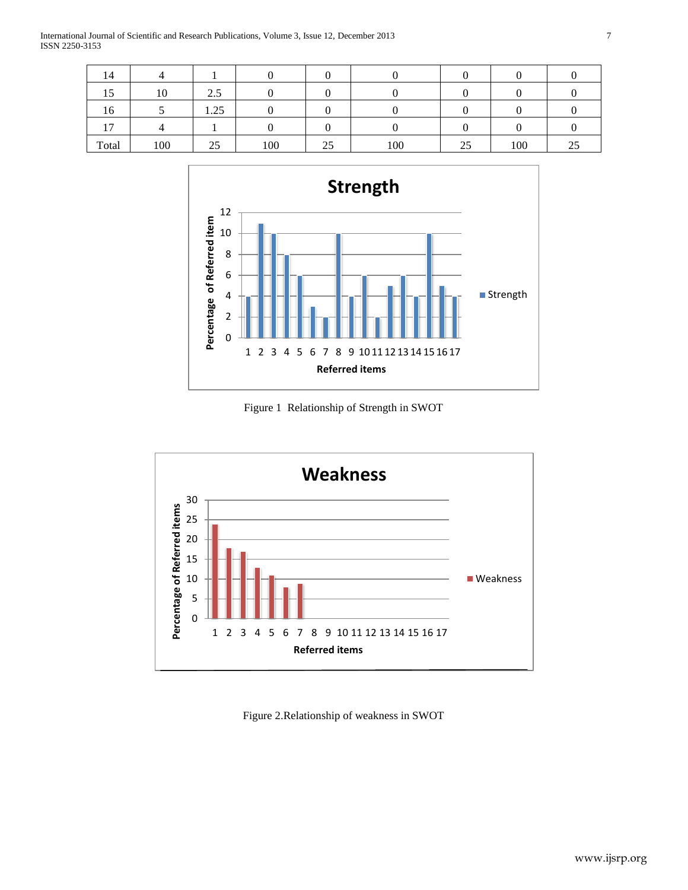| | | | | | | | | |
|---|---|---|---|---|---|---|---|---|
| 14 | 4 | 1 | 0 | 0 | 0 | 0 | 0 | 0 |
| 15 | 10 | 2.5 | 0 | 0 | 0 | 0 | 0 | 0 |
| 16 | 5 | 1.25 | 0 | 0 | 0 | 0 | 0 | 0 |
| 17 | 4 | 1 | 0 | 0 | 0 | 0 | 0 | 0 |
| Total | 100 | 25 | 100 | 25 | 100 | 25 | 100 | 25 |

Figure 1 Relationship of Strength in SWOT

Figure 2.Relationship of weakness in SWOT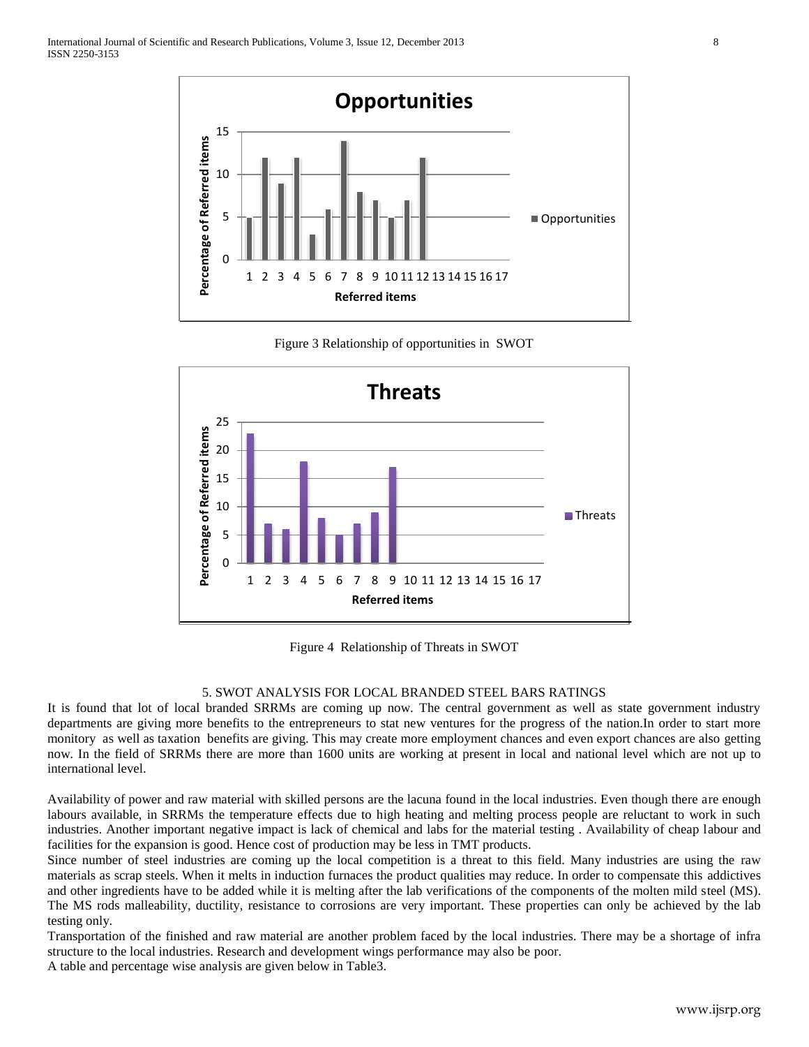Figure 3 Relationship of opportunities in SWOT

Figure 4 Relationship of Threats in SWOT

## 5. SWOT ANALYSIS FOR LOCAL BRANDED STEEL BARS RATINGS

It is found that lot of local branded SRRMs are coming up now. The central government as well as state government industry departments are giving more benefits to the entrepreneurs to stat new ventures for the progress of the nation.In order to start more monitory as well as taxation benefits are giving. This may create more employment chances and even export chances are also getting now. In the field of SRRMs there are more than 1600 units are working at present in local and national level which are not up to international level.

Availability of power and raw material with skilled persons are the lacuna found in the local industries. Even though there are enough labours available, in SRRMs the temperature effects due to high heating and melting process people are reluctant to work in such industries. Another important negative impact is lack of chemical and labs for the material testing . Availability of cheap labour and facilities for the expansion is good. Hence cost of production may be less in TMT products.

Since number of steel industries are coming up the local competition is a threat to this field. Many industries are using the raw materials as scrap steels. When it melts in induction furnaces the product qualities may reduce. In order to compensate this addictives and other ingredients have to be added while it is melting after the lab verifications of the components of the molten mild steel (MS). The MS rods malleability, ductility, resistance to corrosions are very important. These properties can only be achieved by the lab testing only.

Transportation of the finished and raw material are another problem faced by the local industries. There may be a shortage of infra structure to the local industries. Research and development wings performance may also be poor.

A table and percentage wise analysis are given below in Table3.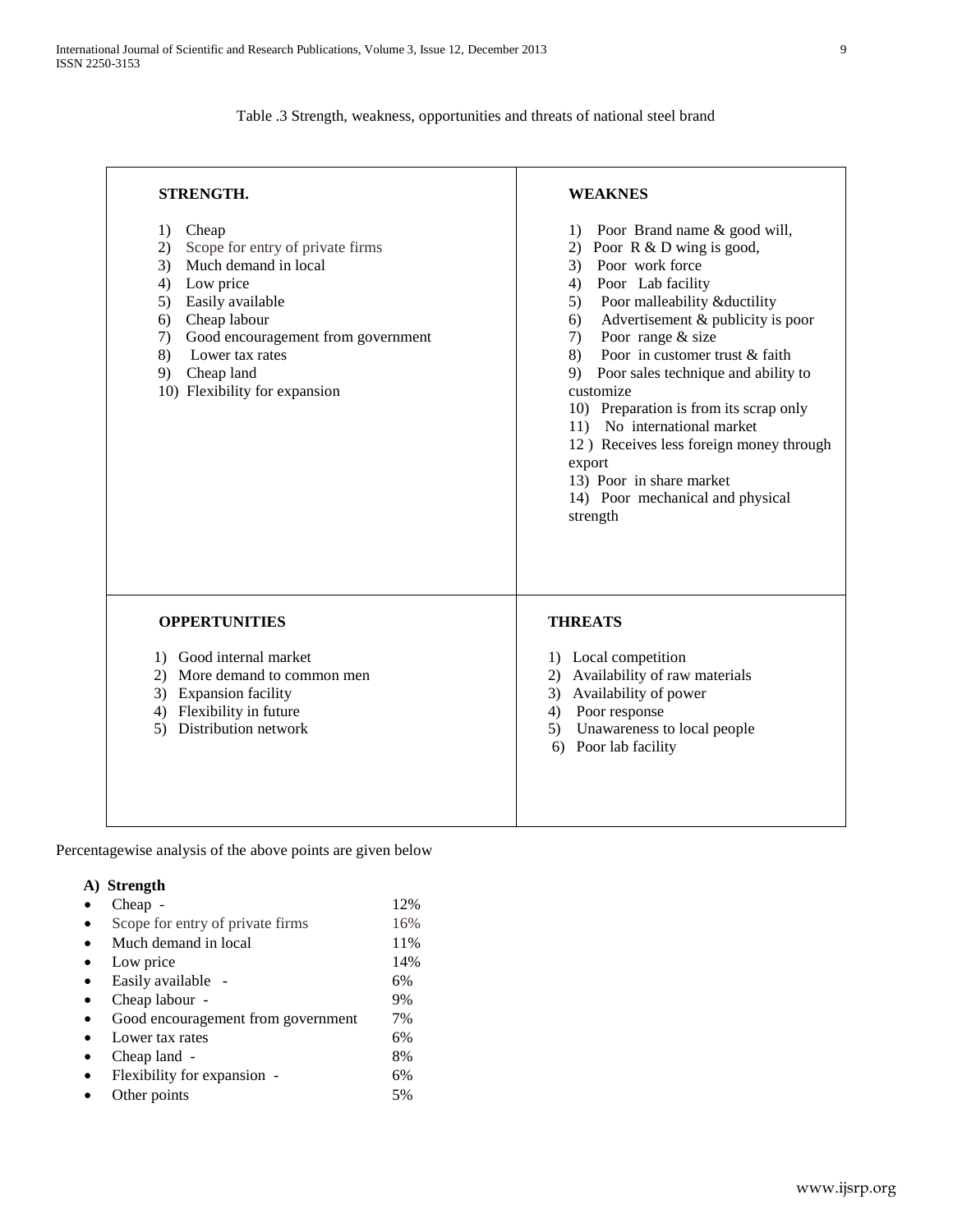Table .3 Strength, weakness, opportunities and threats of national steel brand

| STRENGTH. | WEAKNES |
|---|---|
| 1) Cheap<br>2) Scope for entry of private firms<br>3) Much demand in local<br>4) Low price<br>5) Easily available<br>6) Cheap labour<br>7) Good encouragement from government<br>8) Lower tax rates<br>9) Cheap land<br>10) Flexibility for expansion | 1) Poor Brand name & good will,<br>2) Poor R & D wing is good,<br>3) Poor work force<br>4) Poor Lab facility<br>5) Poor malleability &ductility<br>6) Advertisement & publicity is poor<br>7) Poor range & size<br>8) Poor in customer trust & faith<br>9) Poor sales technique and ability to customize<br>10) Preparation is from its scrap only<br>11) No international market<br>12 ) Receives less foreign money through export<br>13) Poor in share market<br>14) Poor mechanical and physical strength |
| **OPPERTUNITIES** | **THREATS** |
| 1) Good internal market<br>2) More demand to common men<br>3) Expansion facility<br>4) Flexibility in future<br>5) Distribution network | 1) Local competition<br>2) Availability of raw materials<br>3) Availability of power<br>4) Poor response<br>5) Unawareness to local people<br>6) Poor lab facility |

Percentagewise analysis of the above points are given below

**A) Strength**

- Cheap - 12%
- Scope for entry of private firms 16%
- Much demand in local 11%
- Low price 14%
- Easily available - 6%
- Cheap labour - 9%
- Good encouragement from government 7%
- Lower tax rates 6%
- Cheap land - 8%
- Flexibility for expansion - 6%
- Other points 5%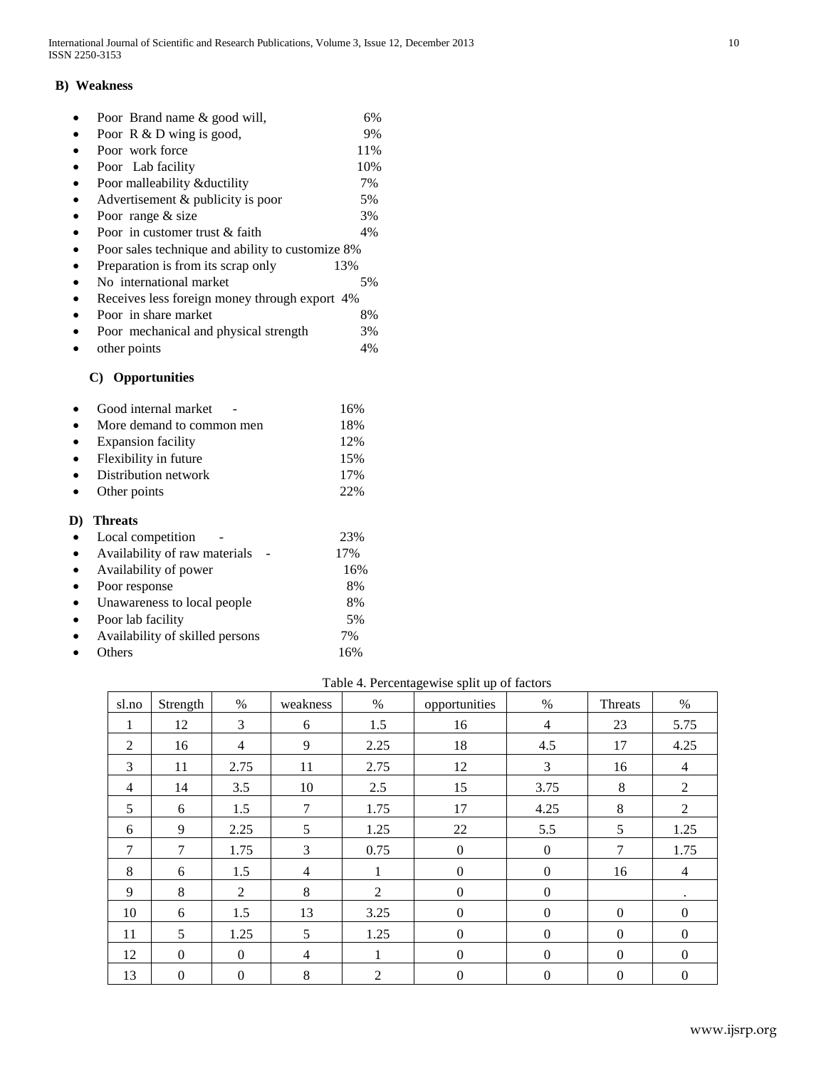### B) Weakness

- Poor Brand name & good will, 6%
- Poor R & D wing is good, 9%
- Poor work force 11%
- Poor Lab facility 10%
- Poor malleability &ductility 7%
- Advertisement & publicity is poor 5%
- Poor range & size 3%
- Poor in customer trust & faith 4%
- Poor sales technique and ability to customize 8%
- Preparation is from its scrap only 13%
- No international market 5%
- Receives less foreign money through export 4%
- Poor in share market 8%
- Poor mechanical and physical strength 3%
- other points 4%

### C) Opportunities

- Good internal market - 16%
- More demand to common men 18%
- Expansion facility 12%
- Flexibility in future 15%
- Distribution network 17%
- Other points 22%

### D) Threats

- Local competition - 23%
- Availability of raw materials - 17%
- Availability of power 16%
- Poor response 8%
- Unawareness to local people 8%
- Poor lab facility 5%
- Availability of skilled persons 7%
- Others 16%

Table 4. Percentagewise split up of factors

| sl.no | Strength | % | weakness | % | opportunities | % | Threats | % |
|---|---|---|---|---|---|---|---|---|
| 1 | 12 | 3 | 6 | 1.5 | 16 | 4 | 23 | 5.75 |
| 2 | 16 | 4 | 9 | 2.25 | 18 | 4.5 | 17 | 4.25 |
| 3 | 11 | 2.75 | 11 | 2.75 | 12 | 3 | 16 | 4 |
| 4 | 14 | 3.5 | 10 | 2.5 | 15 | 3.75 | 8 | 2 |
| 5 | 6 | 1.5 | 7 | 1.75 | 17 | 4.25 | 8 | 2 |
| 6 | 9 | 2.25 | 5 | 1.25 | 22 | 5.5 | 5 | 1.25 |
| 7 | 7 | 1.75 | 3 | 0.75 | 0 | 0 | 7 | 1.75 |
| 8 | 6 | 1.5 | 4 | 1 | 0 | 0 | 16 | 4 |
| 9 | 8 | 2 | 8 | 2 | 0 | 0 | | . |
| 10 | 6 | 1.5 | 13 | 3.25 | 0 | 0 | 0 | 0 |
| 11 | 5 | 1.25 | 5 | 1.25 | 0 | 0 | 0 | 0 |
| 12 | 0 | 0 | 4 | 1 | 0 | 0 | 0 | 0 |
| 13 | 0 | 0 | 8 | 2 | 0 | 0 | 0 | 0 |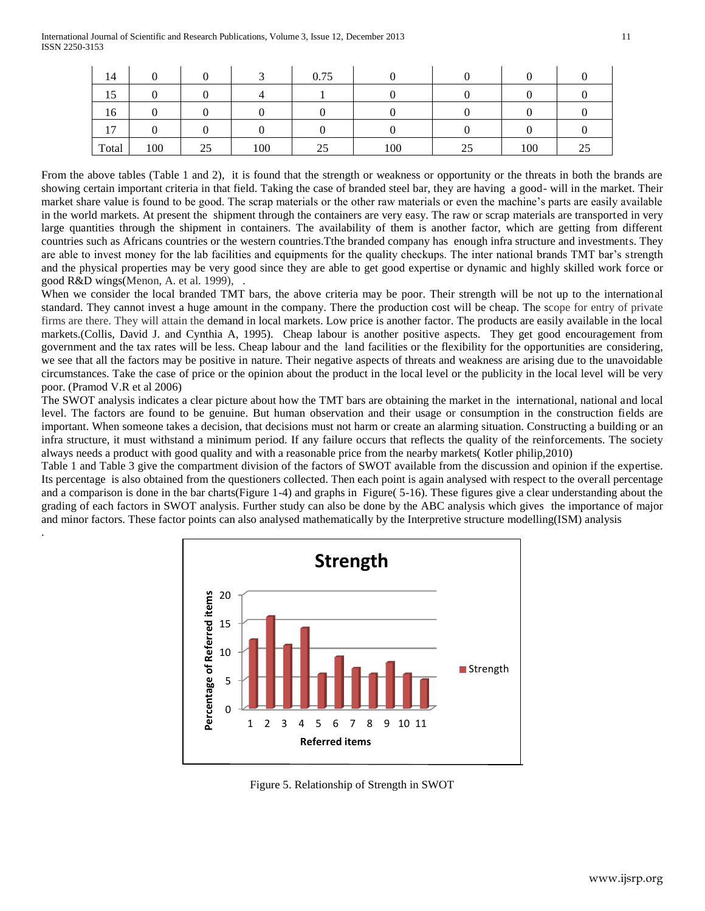| 14 | 0 | 0 | 3 | 0.75 | 0 | 0 | 0 | 0 |
|---|---|---|---|---|---|---|---|---|
| 15 | 0 | 0 | 4 | 1 | 0 | 0 | 0 | 0 |
| 16 | 0 | 0 | 0 | 0 | 0 | 0 | 0 | 0 |
| 17 | 0 | 0 | 0 | 0 | 0 | 0 | 0 | 0 |
| Total | 100 | 25 | 100 | 25 | 100 | 25 | 100 | 25 |

From the above tables (Table 1 and 2), it is found that the strength or weakness or opportunity or the threats in both the brands are showing certain important criteria in that field. Taking the case of branded steel bar, they are having a good- will in the market. Their market share value is found to be good. The scrap materials or the other raw materials or even the machine's parts are easily available in the world markets. At present the shipment through the containers are very easy. The raw or scrap materials are transported in very large quantities through the shipment in containers. The availability of them is another factor, which are getting from different countries such as Africans countries or the western countries.Tthe branded company has enough infra structure and investments. They are able to invest money for the lab facilities and equipments for the quality checkups. The inter national brands TMT bar's strength and the physical properties may be very good since they are able to get good expertise or dynamic and highly skilled work force or good R&D wings(Menon, A. et al. 1999), .

When we consider the local branded TMT bars, the above criteria may be poor. Their strength will be not up to the international standard. They cannot invest a huge amount in the company. There the production cost will be cheap. The scope for entry of private firms are there. They will attain the demand in local markets. Low price is another factor. The products are easily available in the local markets.(Collis, David J. and Cynthia A, 1995). Cheap labour is another positive aspects. They get good encouragement from government and the tax rates will be less. Cheap labour and the land facilities or the flexibility for the opportunities are considering, we see that all the factors may be positive in nature. Their negative aspects of threats and weakness are arising due to the unavoidable circumstances. Take the case of price or the opinion about the product in the local level or the publicity in the local level will be very poor. (Pramod V.R et al 2006)

The SWOT analysis indicates a clear picture about how the TMT bars are obtaining the market in the international, national and local level. The factors are found to be genuine. But human observation and their usage or consumption in the construction fields are important. When someone takes a decision, that decisions must not harm or create an alarming situation. Constructing a building or an infra structure, it must withstand a minimum period. If any failure occurs that reflects the quality of the reinforcements. The society always needs a product with good quality and with a reasonable price from the nearby markets( Kotler philip,2010)

Table 1 and Table 3 give the compartment division of the factors of SWOT available from the discussion and opinion if the expertise. Its percentage is also obtained from the questioners collected. Then each point is again analysed with respect to the overall percentage and a comparison is done in the bar charts(Figure 1-4) and graphs in Figure( 5-16). These figures give a clear understanding about the grading of each factors in SWOT analysis. Further study can also be done by the ABC analysis which gives the importance of major and minor factors. These factor points can also analysed mathematically by the Interpretive structure modelling(ISM) analysis

.

Figure 5. Relationship of Strength in SWOT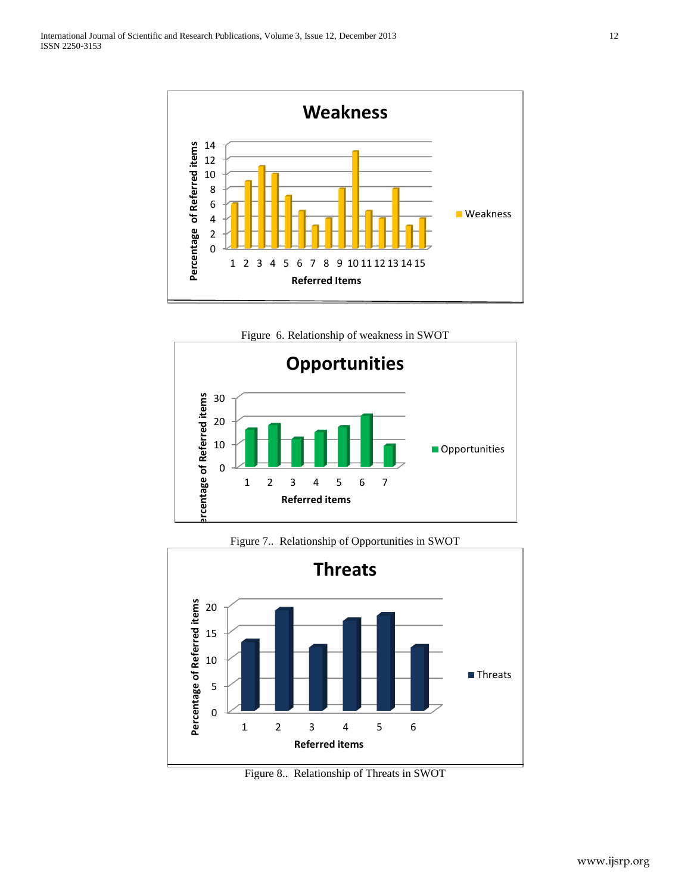Figure 6. Relationship of weakness in SWOT

Figure 7.. Relationship of Opportunities in SWOT

Figure 8.. Relationship of Threats in SWOT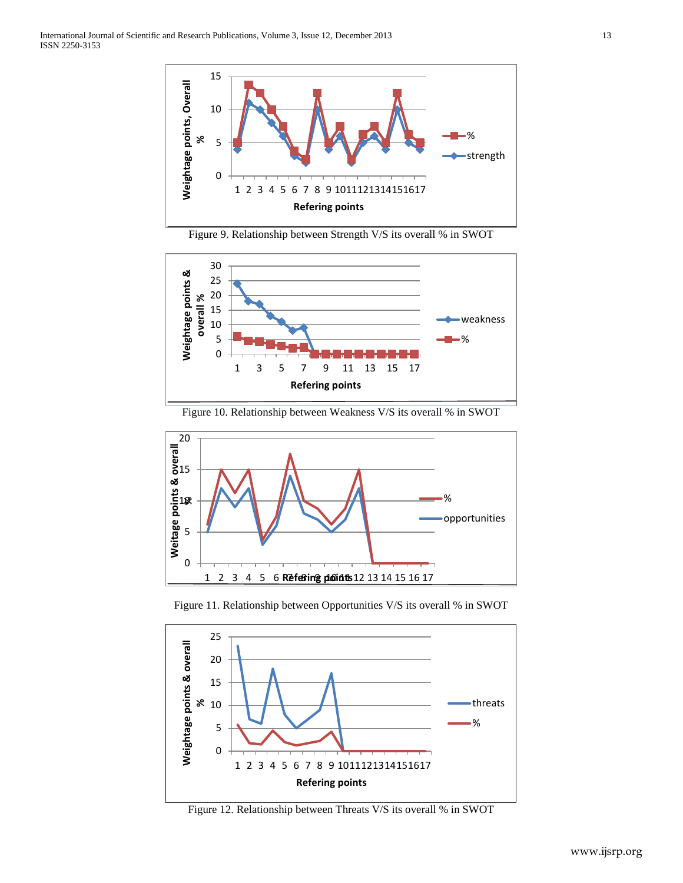Figure 9. Relationship between Strength V/S its overall % in SWOT

Figure 10. Relationship between Weakness V/S its overall % in SWOT

Figure 11. Relationship between Opportunities V/S its overall % in SWOT

Figure 12. Relationship between Threats V/S its overall % in SWOT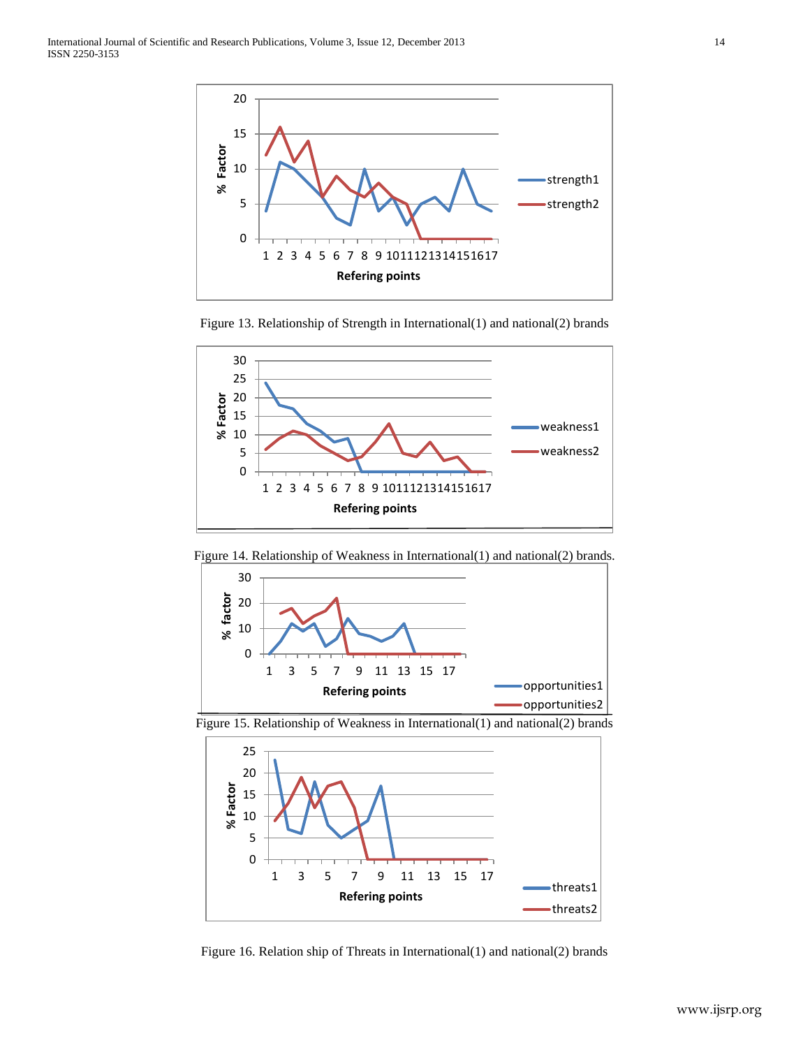Figure 13. Relationship of Strength in International(1) and national(2) brands

Figure 14. Relationship of Weakness in International(1) and national(2) brands.

Figure 15. Relationship of Weakness in International(1) and national(2) brands

Figure 16. Relation ship of Threats in International(1) and national(2) brands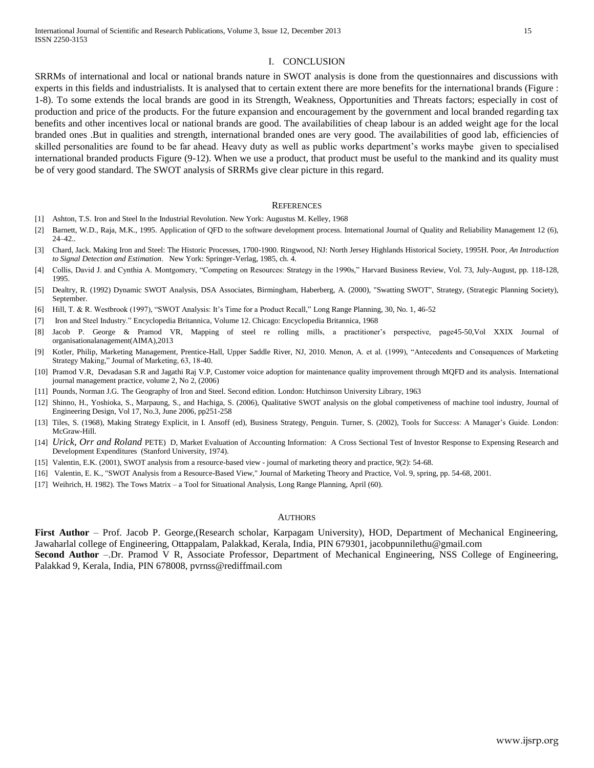# I. CONCLUSION

SRRMs of international and local or national brands nature in SWOT analysis is done from the questionnaires and discussions with experts in this fields and industrialists. It is analysed that to certain extent there are more benefits for the international brands (Figure : 1-8). To some extends the local brands are good in its Strength, Weakness, Opportunities and Threats factors; especially in cost of production and price of the products. For the future expansion and encouragement by the government and local branded regarding tax benefits and other incentives local or national brands are good. The availabilities of cheap labour is an added weight age for the local branded ones .But in qualities and strength, international branded ones are very good. The availabilities of good lab, efficiencies of skilled personalities are found to be far ahead. Heavy duty as well as public works department's works maybe given to specialised international branded products Figure (9-12). When we use a product, that product must be useful to the mankind and its quality must be of very good standard. The SWOT analysis of SRRMs give clear picture in this regard.

## REFERENCES

[1] Ashton, T.S. Iron and Steel In the Industrial Revolution. New York: Augustus M. Kelley, 1968

[2] Barnett, W.D., Raja, M.K., 1995. Application of QFD to the software development process. International Journal of Quality and Reliability Management 12 (6), 24–42..

[3] Chard, Jack. Making Iron and Steel: The Historic Processes, 1700-1900. Ringwood, NJ: North Jersey Highlands Historical Society, 1995H. Poor, *An Introduction to Signal Detection and Estimation*. New York: Springer-Verlag, 1985, ch. 4.

[4] Collis, David J. and Cynthia A. Montgomery, "Competing on Resources: Strategy in the 1990s," Harvard Business Review, Vol. 73, July-August, pp. 118-128, 1995.

[5] Dealtry, R. (1992) Dynamic SWOT Analysis, DSA Associates, Birmingham, Haberberg, A. (2000), "Swatting SWOT", Strategy, (Strategic Planning Society), September.

[6] Hill, T. & R. Westbrook (1997), "SWOT Analysis: It's Time for a Product Recall," Long Range Planning, 30, No. 1, 46-52

[7] Iron and Steel Industry." Encyclopedia Britannica, Volume 12. Chicago: Encyclopedia Britannica, 1968

[8] Jacob P. George & Pramod VR, Mapping of steel re rolling mills, a practitioner's perspective, page45-50,Vol XXIX Journal of organisationalanagement(AIMA),2013

[9] Kotler, Philip, Marketing Management, Prentice-Hall, Upper Saddle River, NJ, 2010. Menon, A. et al. (1999), "Antecedents and Consequences of Marketing Strategy Making," Journal of Marketing, 63, 18-40.

[10] Pramod V.R, Devadasan S.R and Jagathi Raj V.P, Customer voice adoption for maintenance quality improvement through MQFD and its analysis. International journal management practice, volume 2, No 2, (2006)

[11] Pounds, Norman J.G. The Geography of Iron and Steel. Second edition. London: Hutchinson University Library, 1963

[12] Shinno, H., Yoshioka, S., Marpaung, S., and Hachiga, S. (2006), Qualitative SWOT analysis on the global competiveness of machine tool industry, Journal of Engineering Design, Vol 17, No.3, June 2006, pp251-258

[13] Tiles, S. (1968), Making Strategy Explicit, in I. Ansoff (ed), Business Strategy, Penguin. Turner, S. (2002), Tools for Success: A Manager's Guide. London: McGraw-Hill.

[14] *Urick, Orr and Roland* PETE) D, Market Evaluation of Accounting Information: A Cross Sectional Test of Investor Response to Expensing Research and Development Expenditures (Stanford University, 1974).

[15] Valentin, E.K. (2001), SWOT analysis from a resource-based view - journal of marketing theory and practice, 9(2): 54-68.

[16] Valentin, E. K., "SWOT Analysis from a Resource-Based View," Journal of Marketing Theory and Practice, Vol. 9, spring, pp. 54-68, 2001.

[17] Weihrich, H. 1982). The Tows Matrix – a Tool for Situational Analysis, Long Range Planning, April (60).

## AUTHORS

**First Author** – Prof. Jacob P. George,(Research scholar, Karpagam University), HOD, Department of Mechanical Engineering, Jawaharlal college of Engineering, Ottappalam, Palakkad, Kerala, India, PIN 679301, jacobpunnilethu@gmail.com

**Second Author** –.Dr. Pramod V R, Associate Professor, Department of Mechanical Engineering, NSS College of Engineering, Palakkad 9, Kerala, India, PIN 678008, pvrnss@rediffmail.com